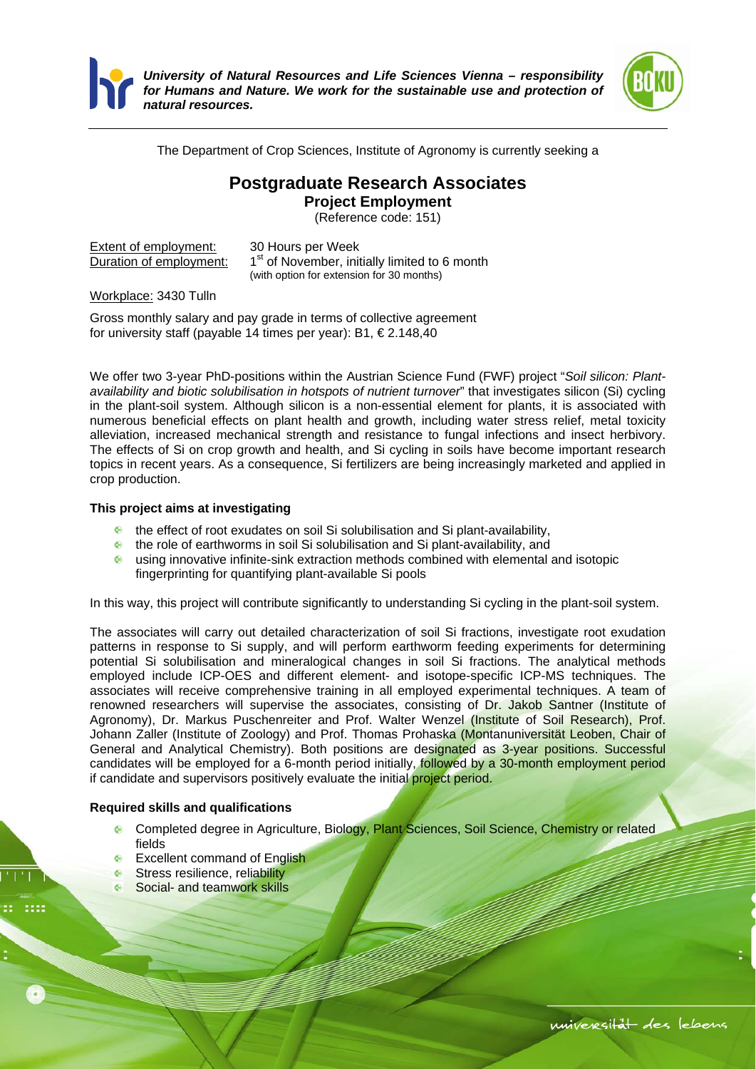*University of Natural Resources and Life Sciences Vienna – responsibility for Humans and Nature. We work for the sustainable use and protection of natural resources.*

The Department of Crop Sciences, Institute of Agronomy is currently seeking a

# Postgraduate Research Associates

## Project Employment

(Reference code: 151)

Extent of employment: 30 Hours per Week
Duration of employment: 1st of November, initially limited to 6 month
(with option for extension for 30 months)

Workplace: 3430 Tulln

Gross monthly salary and pay grade in terms of collective agreement for university staff (payable 14 times per year): B1, € 2.148,40

We offer two 3-year PhD-positions within the Austrian Science Fund (FWF) project "*Soil silicon: Plant-availability and biotic solubilisation in hotspots of nutrient turnover*" that investigates silicon (Si) cycling in the plant-soil system. Although silicon is a non-essential element for plants, it is associated with numerous beneficial effects on plant health and growth, including water stress relief, metal toxicity alleviation, increased mechanical strength and resistance to fungal infections and insect herbivory. The effects of Si on crop growth and health, and Si cycling in soils have become important research topics in recent years. As a consequence, Si fertilizers are being increasingly marketed and applied in crop production.

**This project aims at investigating**

- the effect of root exudates on soil Si solubilisation and Si plant-availability,
- the role of earthworms in soil Si solubilisation and Si plant-availability, and
- using innovative infinite-sink extraction methods combined with elemental and isotopic fingerprinting for quantifying plant-available Si pools

In this way, this project will contribute significantly to understanding Si cycling in the plant-soil system.

The associates will carry out detailed characterization of soil Si fractions, investigate root exudation patterns in response to Si supply, and will perform earthworm feeding experiments for determining potential Si solubilisation and mineralogical changes in soil Si fractions. The analytical methods employed include ICP-OES and different element- and isotope-specific ICP-MS techniques. The associates will receive comprehensive training in all employed experimental techniques. A team of renowned researchers will supervise the associates, consisting of Dr. Jakob Santner (Institute of Agronomy), Dr. Markus Puschenreiter and Prof. Walter Wenzel (Institute of Soil Research), Prof. Johann Zaller (Institute of Zoology) and Prof. Thomas Prohaska (Montanuniversität Leoben, Chair of General and Analytical Chemistry). Both positions are designated as 3-year positions. Successful candidates will be employed for a 6-month period initially, followed by a 30-month employment period if candidate and supervisors positively evaluate the initial project period.

**Required skills and qualifications**

- Completed degree in Agriculture, Biology, Plant Sciences, Soil Science, Chemistry or related fields
- Excellent command of English
- Stress resilience, reliability
- Social- and teamwork skills

universität des lebens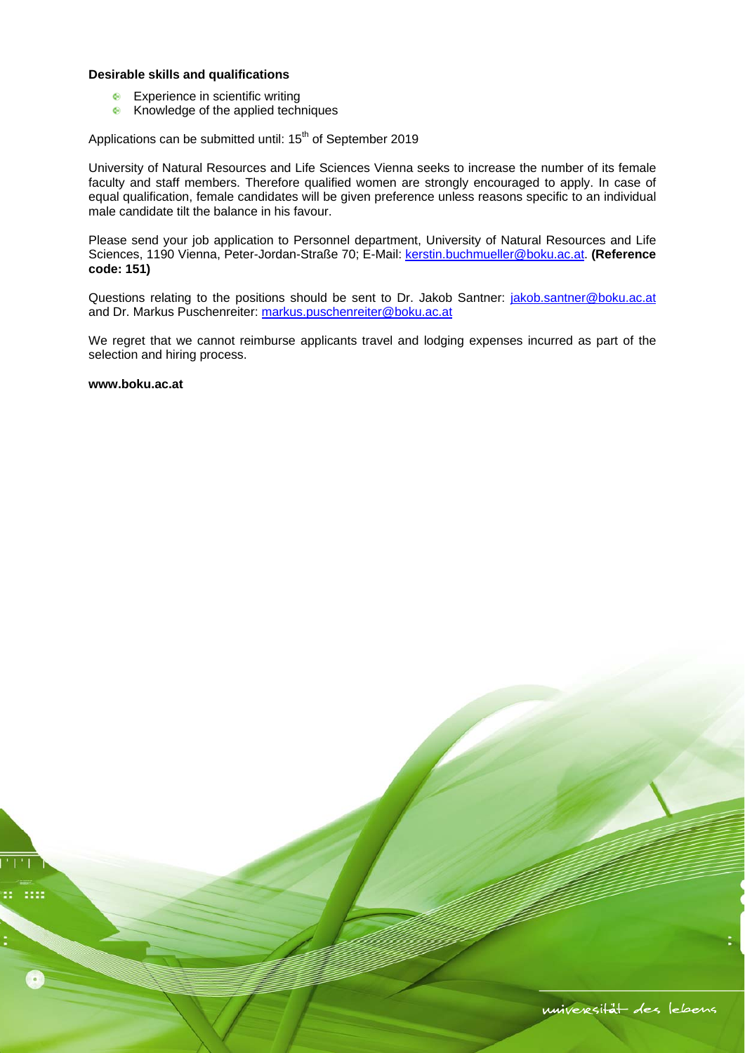**Desirable skills and qualifications**

- Experience in scientific writing
- Knowledge of the applied techniques

Applications can be submitted until: 15th of September 2019

University of Natural Resources and Life Sciences Vienna seeks to increase the number of its female faculty and staff members. Therefore qualified women are strongly encouraged to apply. In case of equal qualification, female candidates will be given preference unless reasons specific to an individual male candidate tilt the balance in his favour.

Please send your job application to Personnel department, University of Natural Resources and Life Sciences, 1190 Vienna, Peter-Jordan-Straße 70; E-Mail: kerstin.buchmueller@boku.ac.at. **(Reference code: 151)**

Questions relating to the positions should be sent to Dr. Jakob Santner: jakob.santner@boku.ac.at and Dr. Markus Puschenreiter: markus.puschenreiter@boku.ac.at

We regret that we cannot reimburse applicants travel and lodging expenses incurred as part of the selection and hiring process.

**www.boku.ac.at**

universität des lebens